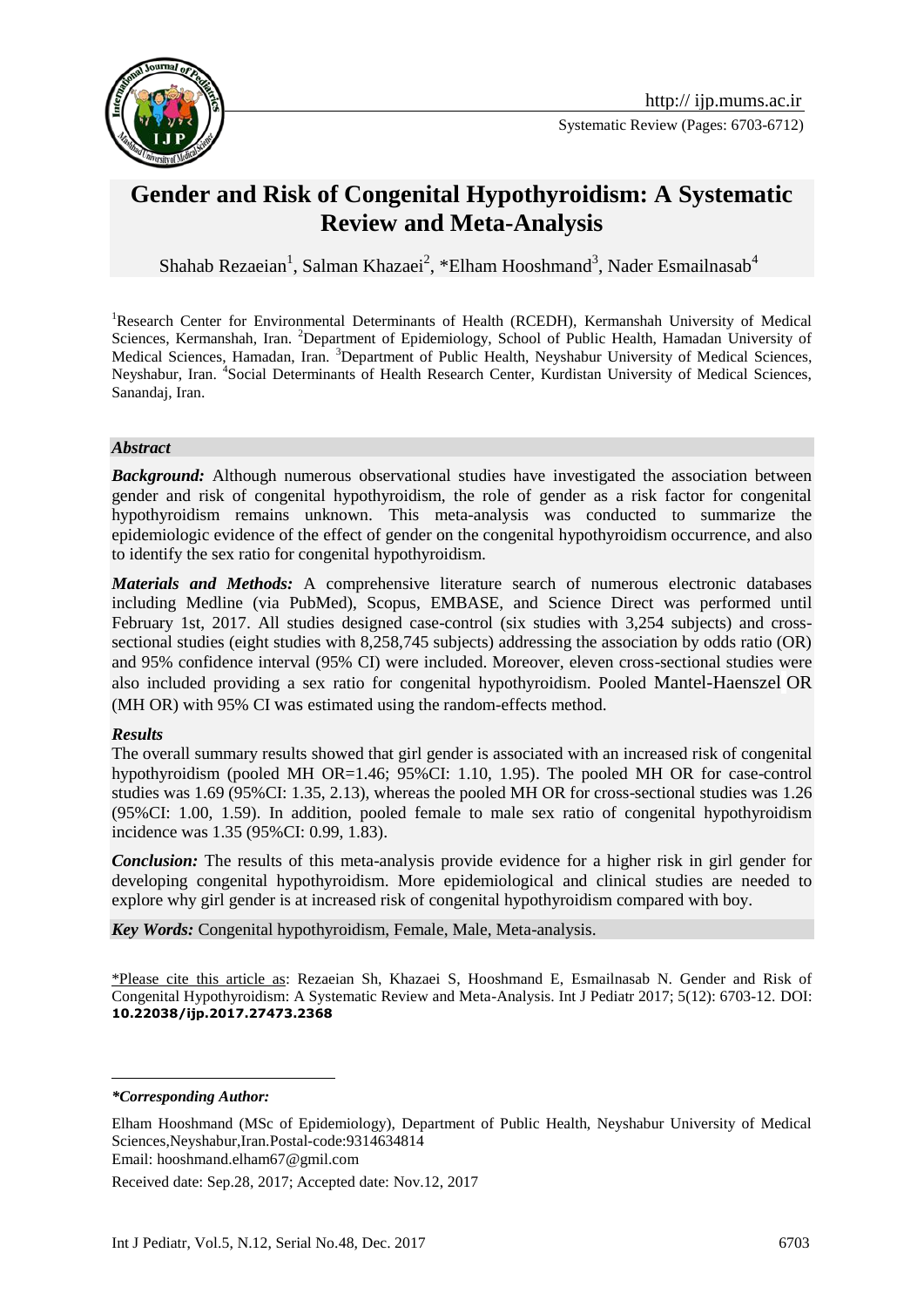Systematic Review (Pages: 6703-6712)

# Gender and Risk of Congenital Hypothyroidism: A Systematic Review and Meta-Analysis

Shahab Rezaeian[1], Salman Khazaei[2], *Elham Hooshmand[3], Nader Esmailnasab[4]

[1]Research Center for Environmental Determinants of Health (RCEDH), Kermanshah University of Medical Sciences, Kermanshah, Iran. [2]Department of Epidemiology, School of Public Health, Hamadan University of Medical Sciences, Hamadan, Iran. [3]Department of Public Health, Neyshabur University of Medical Sciences, Neyshabur, Iran. [4]Social Determinants of Health Research Center, Kurdistan University of Medical Sciences, Sanandaj, Iran.

### *Abstract*

***Background:*** Although numerous observational studies have investigated the association between gender and risk of congenital hypothyroidism, the role of gender as a risk factor for congenital hypothyroidism remains unknown. This meta-analysis was conducted to summarize the epidemiologic evidence of the effect of gender on the congenital hypothyroidism occurrence, and also to identify the sex ratio for congenital hypothyroidism.

***Materials and Methods:*** A comprehensive literature search of numerous electronic databases including Medline (via PubMed), Scopus, EMBASE, and Science Direct was performed until February 1st, 2017. All studies designed case-control (six studies with 3,254 subjects) and cross-sectional studies (eight studies with 8,258,745 subjects) addressing the association by odds ratio (OR) and 95% confidence interval (95% CI) were included. Moreover, eleven cross-sectional studies were also included providing a sex ratio for congenital hypothyroidism. Pooled Mantel-Haenszel OR (MH OR) with 95% CI was estimated using the random-effects method.

***Results***

The overall summary results showed that girl gender is associated with an increased risk of congenital hypothyroidism (pooled MH OR=1.46; 95%CI: 1.10, 1.95). The pooled MH OR for case-control studies was 1.69 (95%CI: 1.35, 2.13), whereas the pooled MH OR for cross-sectional studies was 1.26 (95%CI: 1.00, 1.59). In addition, pooled female to male sex ratio of congenital hypothyroidism incidence was 1.35 (95%CI: 0.99, 1.83).

***Conclusion:*** The results of this meta-analysis provide evidence for a higher risk in girl gender for developing congenital hypothyroidism. More epidemiological and clinical studies are needed to explore why girl gender is at increased risk of congenital hypothyroidism compared with boy.

***Key Words:*** Congenital hypothyroidism, Female, Male, Meta-analysis.

\*Please cite this article as: Rezaeian Sh, Khazaei S, Hooshmand E, Esmailnasab N. Gender and Risk of Congenital Hypothyroidism: A Systematic Review and Meta-Analysis. Int J Pediatr 2017; 5(12): 6703-12. DOI: **10.22038/ijp.2017.27473.2368**

---

***\*Corresponding Author:***

Elham Hooshmand (MSc of Epidemiology), Department of Public Health, Neyshabur University of Medical Sciences,Neyshabur,Iran.Postal-code:9314634814

Email: hooshmand.elham67@gmil.com

Received date: Sep.28, 2017; Accepted date: Nov.12, 2017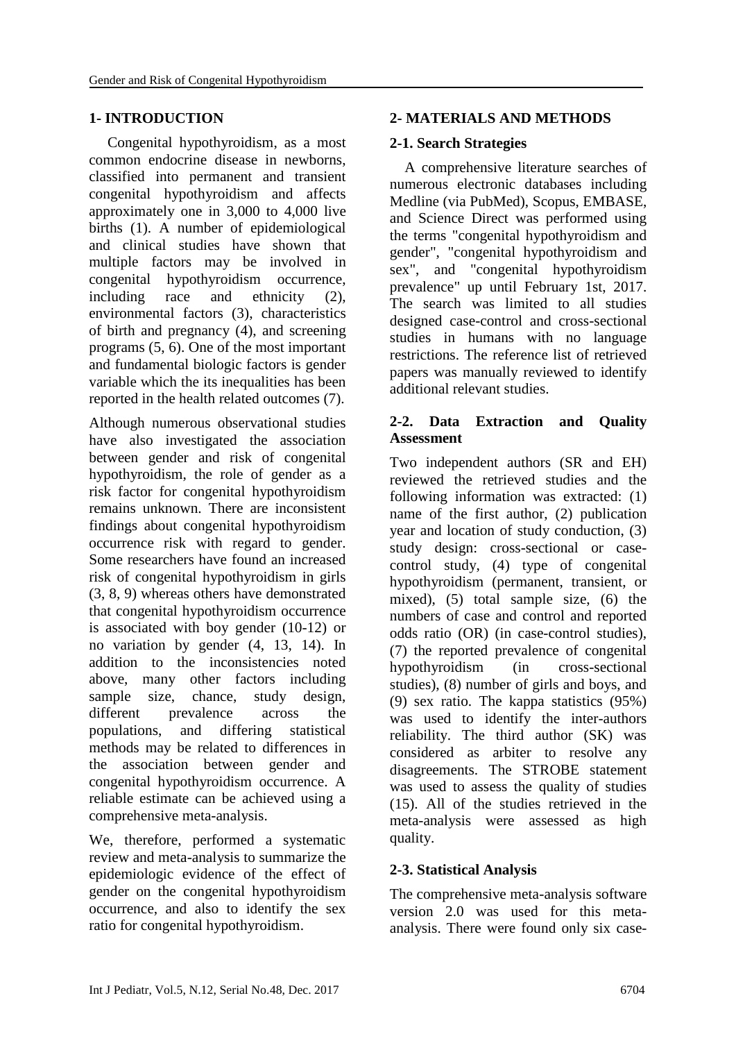## 1- INTRODUCTION

Congenital hypothyroidism, as a most common endocrine disease in newborns, classified into permanent and transient congenital hypothyroidism and affects approximately one in 3,000 to 4,000 live births (1). A number of epidemiological and clinical studies have shown that multiple factors may be involved in congenital hypothyroidism occurrence, including race and ethnicity (2), environmental factors (3), characteristics of birth and pregnancy (4), and screening programs (5, 6). One of the most important and fundamental biologic factors is gender variable which the its inequalities has been reported in the health related outcomes (7).

Although numerous observational studies have also investigated the association between gender and risk of congenital hypothyroidism, the role of gender as a risk factor for congenital hypothyroidism remains unknown. There are inconsistent findings about congenital hypothyroidism occurrence risk with regard to gender. Some researchers have found an increased risk of congenital hypothyroidism in girls (3, 8, 9) whereas others have demonstrated that congenital hypothyroidism occurrence is associated with boy gender (10-12) or no variation by gender (4, 13, 14). In addition to the inconsistencies noted above, many other factors including sample size, chance, study design, different prevalence across the populations, and differing statistical methods may be related to differences in the association between gender and congenital hypothyroidism occurrence. A reliable estimate can be achieved using a comprehensive meta-analysis.

We, therefore, performed a systematic review and meta-analysis to summarize the epidemiologic evidence of the effect of gender on the congenital hypothyroidism occurrence, and also to identify the sex ratio for congenital hypothyroidism.

## 2- MATERIALS AND METHODS

### 2-1. Search Strategies

A comprehensive literature searches of numerous electronic databases including Medline (via PubMed), Scopus, EMBASE, and Science Direct was performed using the terms "congenital hypothyroidism and gender", "congenital hypothyroidism and sex", and "congenital hypothyroidism prevalence" up until February 1st, 2017. The search was limited to all studies designed case-control and cross-sectional studies in humans with no language restrictions. The reference list of retrieved papers was manually reviewed to identify additional relevant studies.

### 2-2. Data Extraction and Quality Assessment

Two independent authors (SR and EH) reviewed the retrieved studies and the following information was extracted: (1) name of the first author, (2) publication year and location of study conduction, (3) study design: cross-sectional or case-control study, (4) type of congenital hypothyroidism (permanent, transient, or mixed), (5) total sample size, (6) the numbers of case and control and reported odds ratio (OR) (in case-control studies), (7) the reported prevalence of congenital hypothyroidism (in cross-sectional studies), (8) number of girls and boys, and (9) sex ratio. The kappa statistics (95%) was used to identify the inter-authors reliability. The third author (SK) was considered as arbiter to resolve any disagreements. The STROBE statement was used to assess the quality of studies (15). All of the studies retrieved in the meta-analysis were assessed as high quality.

### 2-3. Statistical Analysis

The comprehensive meta-analysis software version 2.0 was used for this meta-analysis. There were found only six case-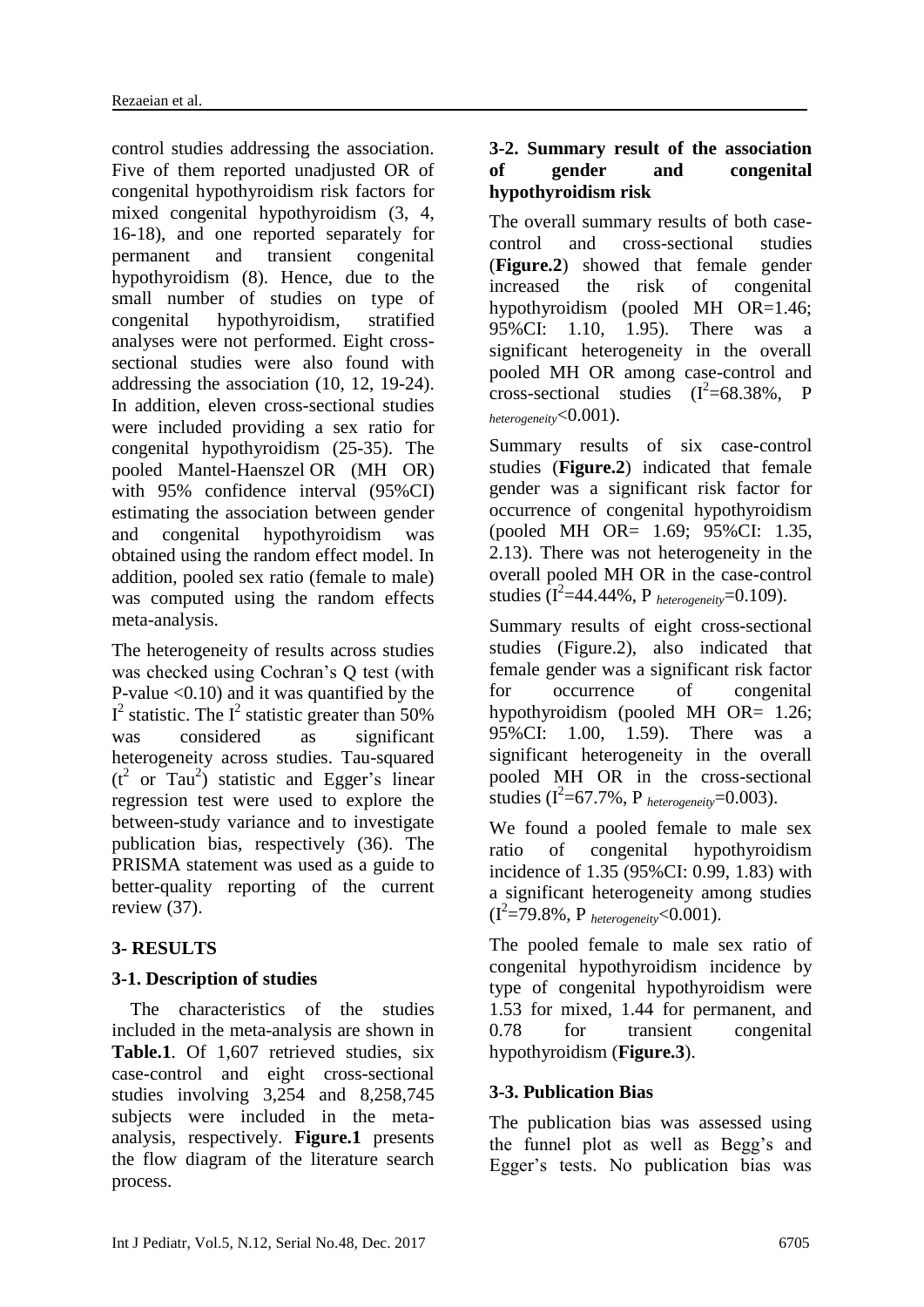control studies addressing the association. Five of them reported unadjusted OR of congenital hypothyroidism risk factors for mixed congenital hypothyroidism (3, 4, 16-18), and one reported separately for permanent and transient congenital hypothyroidism (8). Hence, due to the small number of studies on type of congenital hypothyroidism, stratified analyses were not performed. Eight cross-sectional studies were also found with addressing the association (10, 12, 19-24). In addition, eleven cross-sectional studies were included providing a sex ratio for congenital hypothyroidism (25-35). The pooled Mantel-Haenszel OR (MH OR) with 95% confidence interval (95%CI) estimating the association between gender and congenital hypothyroidism was obtained using the random effect model. In addition, pooled sex ratio (female to male) was computed using the random effects meta-analysis.

The heterogeneity of results across studies was checked using Cochran's Q test (with P-value <0.10) and it was quantified by the $I^2$ statistic. The $I^2$ statistic greater than 50% was considered as significant heterogeneity across studies. Tau-squared ($t^2$ or $Tau^2$) statistic and Egger's linear regression test were used to explore the between-study variance and to investigate publication bias, respectively (36). The PRISMA statement was used as a guide to better-quality reporting of the current review (37).

## 3- RESULTS

### 3-1. Description of studies

The characteristics of the studies included in the meta-analysis are shown in **Table.1**. Of 1,607 retrieved studies, six case-control and eight cross-sectional studies involving 3,254 and 8,258,745 subjects were included in the meta-analysis, respectively. **Figure.1** presents the flow diagram of the literature search process.

### 3-2. Summary result of the association of gender and congenital hypothyroidism risk

The overall summary results of both case-control and cross-sectional studies (**Figure.2**) showed that female gender increased the risk of congenital hypothyroidism (pooled MH OR=1.46; 95%CI: 1.10, 1.95). There was a significant heterogeneity in the overall pooled MH OR among case-control and cross-sectional studies ($I^2$=68.38%, $P_{heterogeneity}$<0.001).

Summary results of six case-control studies (**Figure.2**) indicated that female gender was a significant risk factor for occurrence of congenital hypothyroidism (pooled MH OR= 1.69; 95%CI: 1.35, 2.13). There was not heterogeneity in the overall pooled MH OR in the case-control studies ($I^2$=44.44%, $P_{heterogeneity}$=0.109).

Summary results of eight cross-sectional studies (Figure.2), also indicated that female gender was a significant risk factor for occurrence of congenital hypothyroidism (pooled MH OR= 1.26; 95%CI: 1.00, 1.59). There was a significant heterogeneity in the overall pooled MH OR in the cross-sectional studies ($I^2$=67.7%, $P_{heterogeneity}$=0.003).

We found a pooled female to male sex ratio of congenital hypothyroidism incidence of 1.35 (95%CI: 0.99, 1.83) with a significant heterogeneity among studies ($I^2$=79.8%, $P_{heterogeneity}$<0.001).

The pooled female to male sex ratio of congenital hypothyroidism incidence by type of congenital hypothyroidism were 1.53 for mixed, 1.44 for permanent, and 0.78 for transient congenital hypothyroidism (**Figure.3**).

### 3-3. Publication Bias

The publication bias was assessed using the funnel plot as well as Begg's and Egger's tests. No publication bias was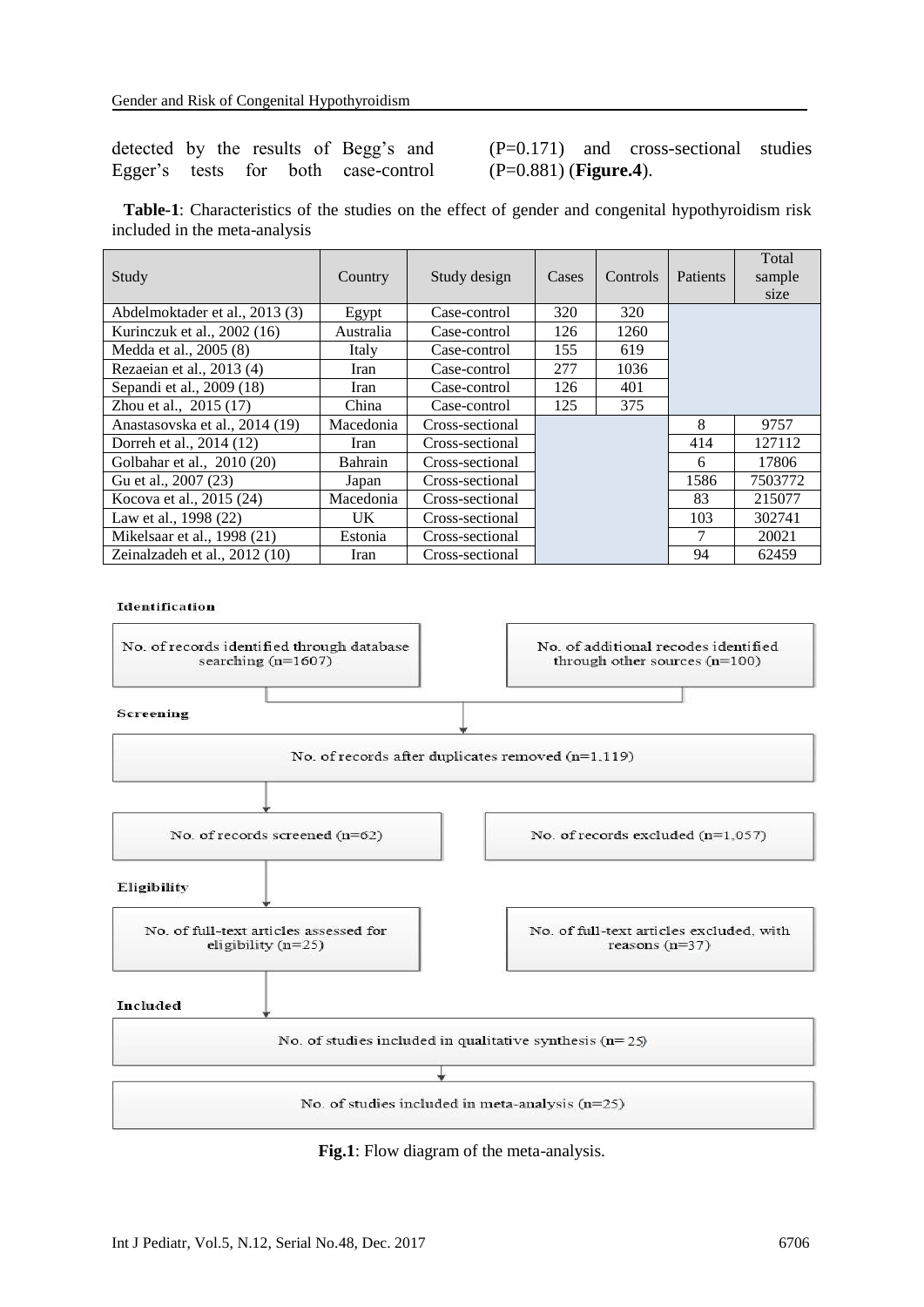detected by the results of Begg's and Egger's tests for both case-control (P=0.171) and cross-sectional studies (P=0.881) (**Figure.4**).

**Table-1**: Characteristics of the studies on the effect of gender and congenital hypothyroidism risk included in the meta-analysis

| Study | Country | Study design | Cases | Controls | Patients | Total sample size |
|---|---|---|---|---|---|---|
| Abdelmoktader et al., 2013 (3) | Egypt | Case-control | 320 | 320 | | |
| Kurinczuk et al., 2002 (16) | Australia | Case-control | 126 | 1260 | | |
| Medda et al., 2005 (8) | Italy | Case-control | 155 | 619 | | |
| Rezaeian et al., 2013 (4) | Iran | Case-control | 277 | 1036 | | |
| Sepandi et al., 2009 (18) | Iran | Case-control | 126 | 401 | | |
| Zhou et al., 2015 (17) | China | Case-control | 125 | 375 | | |
| Anastasovska et al., 2014 (19) | Macedonia | Cross-sectional | | | 8 | 9757 |
| Dorreh et al., 2014 (12) | Iran | Cross-sectional | | | 414 | 127112 |
| Golbahar et al., 2010 (20) | Bahrain | Cross-sectional | | | 6 | 17806 |
| Gu et al., 2007 (23) | Japan | Cross-sectional | | | 1586 | 7503772 |
| Kocova et al., 2015 (24) | Macedonia | Cross-sectional | | | 83 | 215077 |
| Law et al., 1998 (22) | UK | Cross-sectional | | | 103 | 302741 |
| Mikelsaar et al., 1998 (21) | Estonia | Cross-sectional | | | 7 | 20021 |
| Zeinalzadeh et al., 2012 (10) | Iran | Cross-sectional | | | 94 | 62459 |

**Identification**

No. of records identified through database searching (n=1607)

No. of additional recodes identified through other sources (n=100)

**Screening**

No. of records after duplicates removed (n=1,119)

No. of records screened (n=62)

No. of records excluded (n=1,057)

**Eligibility**

No. of full-text articles assessed for eligibility (n=25)

No. of full-text articles excluded, with reasons (n=37)

**Included**

No. of studies included in qualitative synthesis (n= 25)

No. of studies included in meta-analysis (n=25)

**Fig.1**: Flow diagram of the meta-analysis.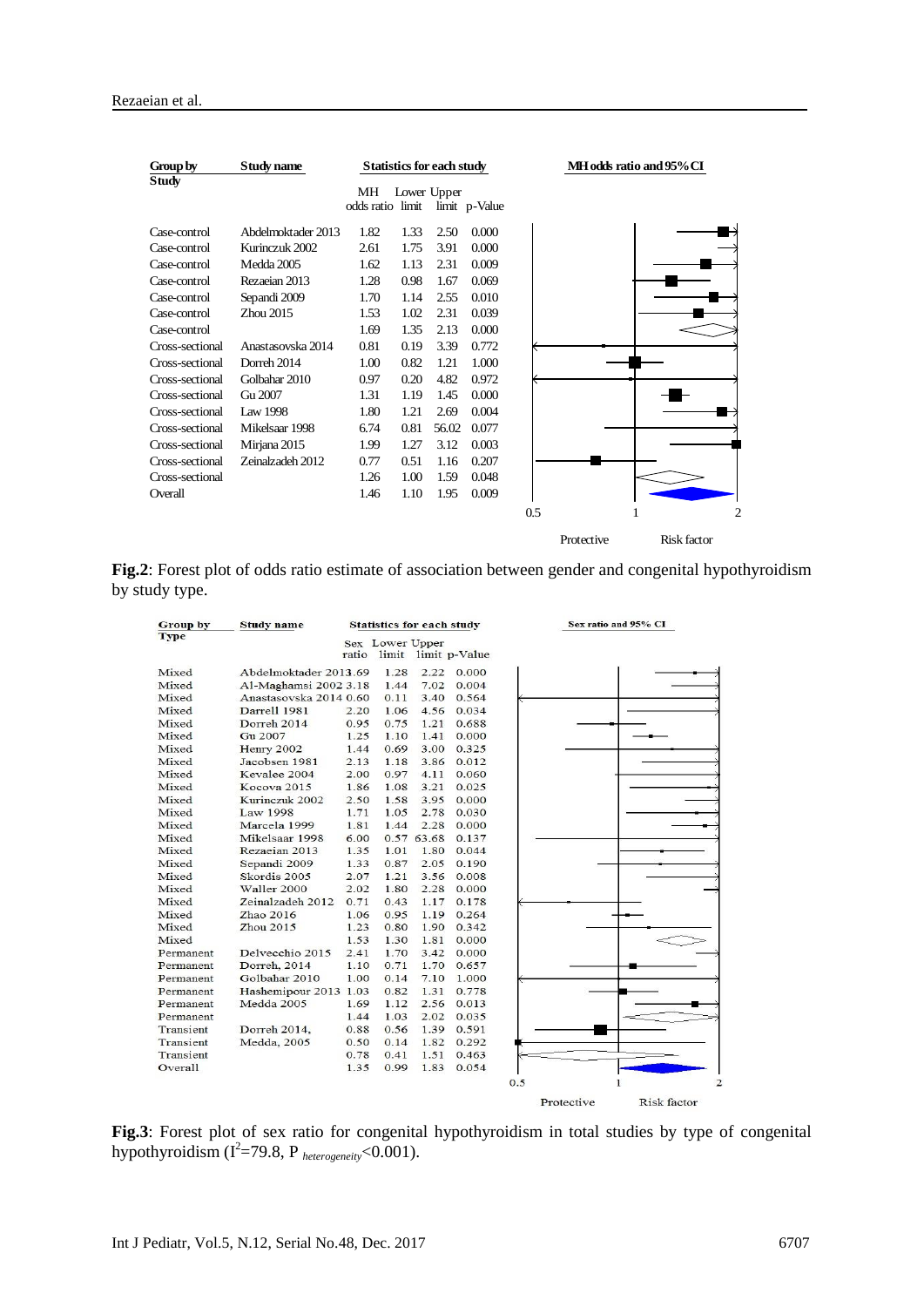| Group by Study | Study name | MH odds ratio | Lower limit | Upper limit | p-Value |
|---|---|---|---|---|---|
| Case-control | Abdelmoktader 2013 | 1.82 | 1.33 | 2.50 | 0.000 |
| Case-control | Kurinczuk 2002 | 2.61 | 1.75 | 3.91 | 0.000 |
| Case-control | Medda 2005 | 1.62 | 1.13 | 2.31 | 0.009 |
| Case-control | Rezaeian 2013 | 1.28 | 0.98 | 1.67 | 0.069 |
| Case-control | Sepandi 2009 | 1.70 | 1.14 | 2.55 | 0.010 |
| Case-control | Zhou 2015 | 1.53 | 1.02 | 2.31 | 0.039 |
| Case-control | | 1.69 | 1.35 | 2.13 | 0.000 |
| Cross-sectional | Anastasovska 2014 | 0.81 | 0.19 | 3.39 | 0.772 |
| Cross-sectional | Dorreh 2014 | 1.00 | 0.82 | 1.21 | 1.000 |
| Cross-sectional | Golbahar 2010 | 0.97 | 0.20 | 4.82 | 0.972 |
| Cross-sectional | Gu 2007 | 1.31 | 1.19 | 1.45 | 0.000 |
| Cross-sectional | Law 1998 | 1.80 | 1.21 | 2.69 | 0.004 |
| Cross-sectional | Mikelsaar 1998 | 6.74 | 0.81 | 56.02 | 0.077 |
| Cross-sectional | Mirjana 2015 | 1.99 | 1.27 | 3.12 | 0.003 |
| Cross-sectional | Zeinalzadeh 2012 | 0.77 | 0.51 | 1.16 | 0.207 |
| Cross-sectional | | 1.26 | 1.00 | 1.59 | 0.048 |
| Overall | | 1.46 | 1.10 | 1.95 | 0.009 |

**Fig.2**: Forest plot of odds ratio estimate of association between gender and congenital hypothyroidism by study type.

| Group by Type | Study name | Sex ratio | Lower limit | Upper limit | p-Value |
|---|---|---|---|---|---|
| Mixed | Abdelmoktader 2013 | 1.69 | 1.28 | 2.22 | 0.000 |
| Mixed | Al-Maghamsi 2002 | 3.18 | 1.44 | 7.02 | 0.004 |
| Mixed | Anastasovska 2014 | 0.60 | 0.11 | 3.40 | 0.564 |
| Mixed | Darrell 1981 | 2.20 | 1.06 | 4.56 | 0.034 |
| Mixed | Dorreh 2014 | 0.95 | 0.75 | 1.21 | 0.688 |
| Mixed | Gu 2007 | 1.25 | 1.10 | 1.41 | 0.000 |
| Mixed | Henry 2002 | 1.44 | 0.69 | 3.00 | 0.325 |
| Mixed | Jacobsen 1981 | 2.13 | 1.18 | 3.86 | 0.012 |
| Mixed | Kevalee 2004 | 2.00 | 0.97 | 4.11 | 0.060 |
| Mixed | Kocova 2015 | 1.86 | 1.08 | 3.21 | 0.025 |
| Mixed | Kurinczuk 2002 | 2.50 | 1.58 | 3.95 | 0.000 |
| Mixed | Law 1998 | 1.71 | 1.05 | 2.78 | 0.030 |
| Mixed | Marcela 1999 | 1.81 | 1.44 | 2.28 | 0.000 |
| Mixed | Mikelsaar 1998 | 6.00 | 0.57 | 63.68 | 0.137 |
| Mixed | Rezaeian 2013 | 1.35 | 1.01 | 1.80 | 0.044 |
| Mixed | Sepandi 2009 | 1.33 | 0.87 | 2.05 | 0.190 |
| Mixed | Skordis 2005 | 2.07 | 1.21 | 3.56 | 0.008 |
| Mixed | Waller 2000 | 2.02 | 1.80 | 2.28 | 0.000 |
| Mixed | Zeinalzadeh 2012 | 0.71 | 0.43 | 1.17 | 0.178 |
| Mixed | Zhao 2016 | 1.06 | 0.95 | 1.19 | 0.264 |
| Mixed | Zhou 2015 | 1.23 | 0.80 | 1.90 | 0.342 |
| Mixed | | 1.53 | 1.30 | 1.81 | 0.000 |
| Permanent | Delvecchio 2015 | 2.41 | 1.70 | 3.42 | 0.000 |
| Permanent | Dorreh, 2014 | 1.10 | 0.71 | 1.70 | 0.657 |
| Permanent | Golbahar 2010 | 1.00 | 0.14 | 7.10 | 1.000 |
| Permanent | Hashemipour 2013 | 1.03 | 0.82 | 1.31 | 0.778 |
| Permanent | Medda 2005 | 1.69 | 1.12 | 2.56 | 0.013 |
| Permanent | | 1.44 | 1.03 | 2.02 | 0.035 |
| Transient | Dorreh 2014, | 0.88 | 0.56 | 1.39 | 0.591 |
| Transient | Medda, 2005 | 0.50 | 0.14 | 1.82 | 0.292 |
| Transient | | 0.78 | 0.41 | 1.51 | 0.463 |
| Overall | | 1.35 | 0.99 | 1.83 | 0.054 |

**Fig.3**: Forest plot of sex ratio for congenital hypothyroidism in total studies by type of congenital hypothyroidism ($I^2$=79.8, $P_{heterogeneity}$<0.001).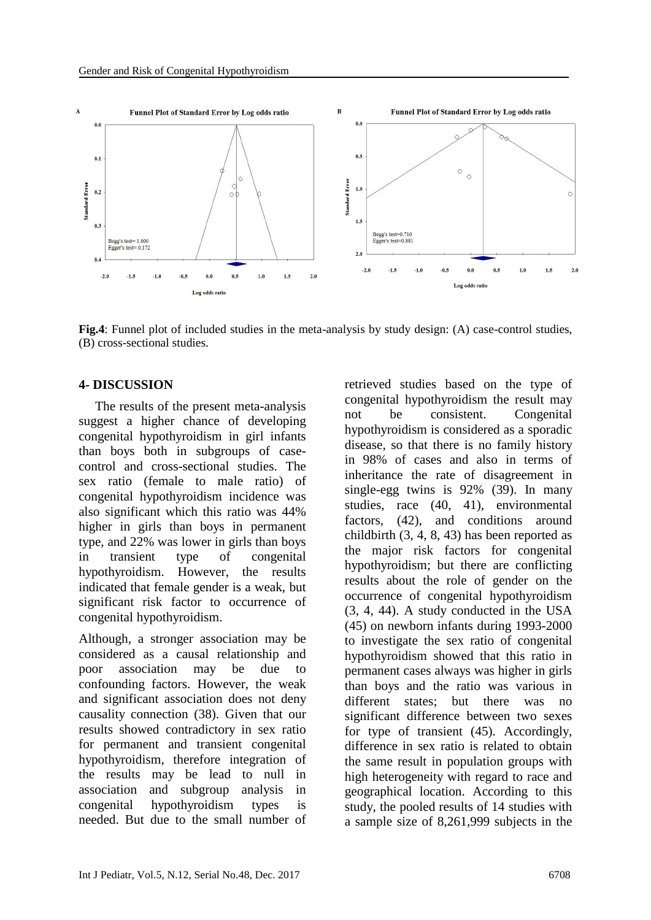**Fig.4**: Funnel plot of included studies in the meta-analysis by study design: (A) case-control studies, (B) cross-sectional studies.

## 4- DISCUSSION

The results of the present meta-analysis suggest a higher chance of developing congenital hypothyroidism in girl infants than boys both in subgroups of case-control and cross-sectional studies. The sex ratio (female to male ratio) of congenital hypothyroidism incidence was also significant which this ratio was 44% higher in girls than boys in permanent type, and 22% was lower in girls than boys in transient type of congenital hypothyroidism. However, the results indicated that female gender is a weak, but significant risk factor to occurrence of congenital hypothyroidism.

Although, a stronger association may be considered as a causal relationship and poor association may be due to confounding factors. However, the weak and significant association does not deny causality connection (38). Given that our results showed contradictory in sex ratio for permanent and transient congenital hypothyroidism, therefore integration of the results may be lead to null in association and subgroup analysis in congenital hypothyroidism types is needed. But due to the small number of retrieved studies based on the type of congenital hypothyroidism the result may not be consistent. Congenital hypothyroidism is considered as a sporadic disease, so that there is no family history in 98% of cases and also in terms of inheritance the rate of disagreement in single-egg twins is 92% (39). In many studies, race (40, 41), environmental factors, (42), and conditions around childbirth (3, 4, 8, 43) has been reported as the major risk factors for congenital hypothyroidism; but there are conflicting results about the role of gender on the occurrence of congenital hypothyroidism (3, 4, 44). A study conducted in the USA (45) on newborn infants during 1993-2000 to investigate the sex ratio of congenital hypothyroidism showed that this ratio in permanent cases always was higher in girls than boys and the ratio was various in different states; but there was no significant difference between two sexes for type of transient (45). Accordingly, difference in sex ratio is related to obtain the same result in population groups with high heterogeneity with regard to race and geographical location. According to this study, the pooled results of 14 studies with a sample size of 8,261,999 subjects in the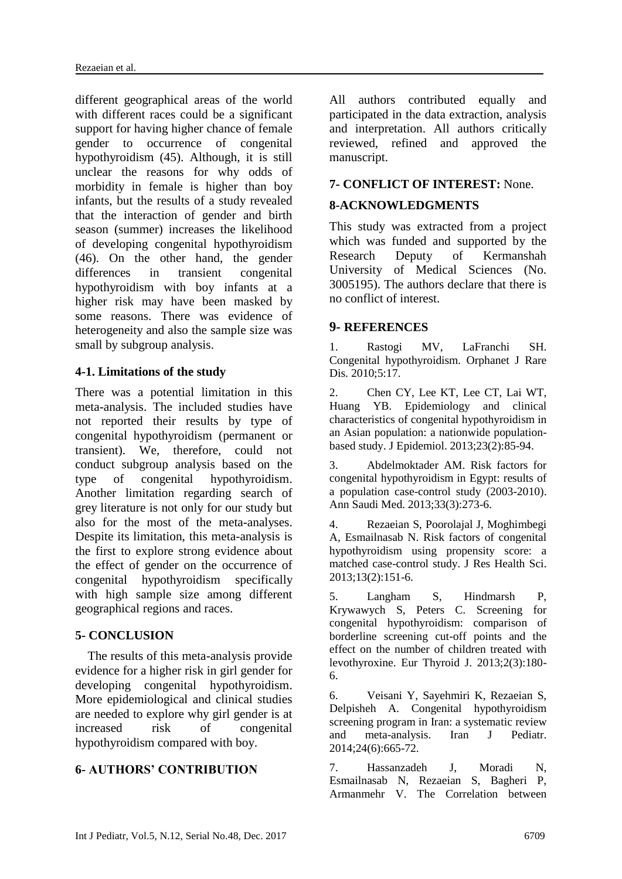different geographical areas of the world with different races could be a significant support for having higher chance of female gender to occurrence of congenital hypothyroidism (45). Although, it is still unclear the reasons for why odds of morbidity in female is higher than boy infants, but the results of a study revealed that the interaction of gender and birth season (summer) increases the likelihood of developing congenital hypothyroidism (46). On the other hand, the gender differences in transient congenital hypothyroidism with boy infants at a higher risk may have been masked by some reasons. There was evidence of heterogeneity and also the sample size was small by subgroup analysis.

### 4-1. Limitations of the study

There was a potential limitation in this meta-analysis. The included studies have not reported their results by type of congenital hypothyroidism (permanent or transient). We, therefore, could not conduct subgroup analysis based on the type of congenital hypothyroidism. Another limitation regarding search of grey literature is not only for our study but also for the most of the meta-analyses. Despite its limitation, this meta-analysis is the first to explore strong evidence about the effect of gender on the occurrence of congenital hypothyroidism specifically with high sample size among different geographical regions and races.

## 5- CONCLUSION

The results of this meta-analysis provide evidence for a higher risk in girl gender for developing congenital hypothyroidism. More epidemiological and clinical studies are needed to explore why girl gender is at increased risk of congenital hypothyroidism compared with boy.

## 6- AUTHORS' CONTRIBUTION

All authors contributed equally and participated in the data extraction, analysis and interpretation. All authors critically reviewed, refined and approved the manuscript.

## 7- CONFLICT OF INTEREST: None.

## 8-ACKNOWLEDGMENTS

This study was extracted from a project which was funded and supported by the Research Deputy of Kermanshah University of Medical Sciences (No. 3005195). The authors declare that there is no conflict of interest.

## 9- REFERENCES

1. Rastogi MV, LaFranchi SH. Congenital hypothyroidism. Orphanet J Rare Dis. 2010;5:17.

2. Chen CY, Lee KT, Lee CT, Lai WT, Huang YB. Epidemiology and clinical characteristics of congenital hypothyroidism in an Asian population: a nationwide population-based study. J Epidemiol. 2013;23(2):85-94.

3. Abdelmoktader AM. Risk factors for congenital hypothyroidism in Egypt: results of a population case-control study (2003-2010). Ann Saudi Med. 2013;33(3):273-6.

4. Rezaeian S, Poorolajal J, Moghimbegi A, Esmailnasab N. Risk factors of congenital hypothyroidism using propensity score: a matched case-control study. J Res Health Sci. 2013;13(2):151-6.

5. Langham S, Hindmarsh P, Krywawych S, Peters C. Screening for congenital hypothyroidism: comparison of borderline screening cut-off points and the effect on the number of children treated with levothyroxine. Eur Thyroid J. 2013;2(3):180-6.

6. Veisani Y, Sayehmiri K, Rezaeian S, Delpisheh A. Congenital hypothyroidism screening program in Iran: a systematic review and meta-analysis. Iran J Pediatr. 2014;24(6):665-72.

7. Hassanzadeh J, Moradi N, Esmailnasab N, Rezaeian S, Bagheri P, Armanmehr V. The Correlation between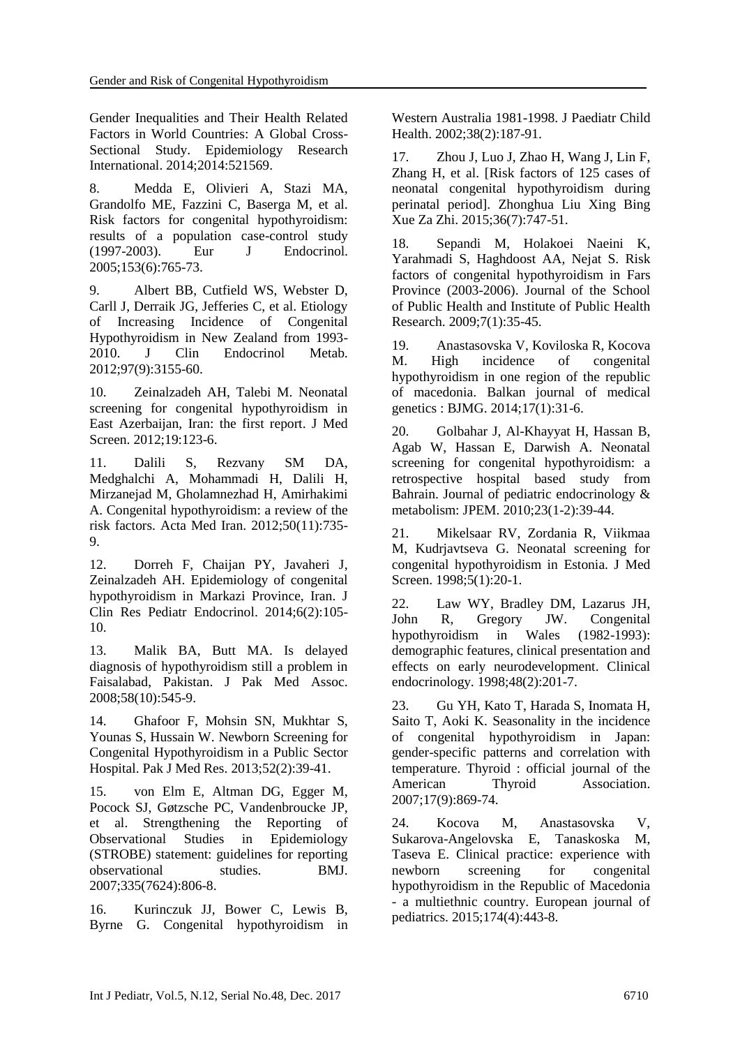Gender Inequalities and Their Health Related Factors in World Countries: A Global Cross-Sectional Study. Epidemiology Research International. 2014;2014:521569.

8. Medda E, Olivieri A, Stazi MA, Grandolfo ME, Fazzini C, Baserga M, et al. Risk factors for congenital hypothyroidism: results of a population case-control study (1997-2003). Eur J Endocrinol. 2005;153(6):765-73.

9. Albert BB, Cutfield WS, Webster D, Carll J, Derraik JG, Jefferies C, et al. Etiology of Increasing Incidence of Congenital Hypothyroidism in New Zealand from 1993-2010. J Clin Endocrinol Metab. 2012;97(9):3155-60.

10. Zeinalzadeh AH, Talebi M. Neonatal screening for congenital hypothyroidism in East Azerbaijan, Iran: the first report. J Med Screen. 2012;19:123-6.

11. Dalili S, Rezvany SM DA, Medghalchi A, Mohammadi H, Dalili H, Mirzanejad M, Gholamnezhad H, Amirhakimi A. Congenital hypothyroidism: a review of the risk factors. Acta Med Iran. 2012;50(11):735-9.

12. Dorreh F, Chaijan PY, Javaheri J, Zeinalzadeh AH. Epidemiology of congenital hypothyroidism in Markazi Province, Iran. J Clin Res Pediatr Endocrinol. 2014;6(2):105-10.

13. Malik BA, Butt MA. Is delayed diagnosis of hypothyroidism still a problem in Faisalabad, Pakistan. J Pak Med Assoc. 2008;58(10):545-9.

14. Ghafoor F, Mohsin SN, Mukhtar S, Younas S, Hussain W. Newborn Screening for Congenital Hypothyroidism in a Public Sector Hospital. Pak J Med Res. 2013;52(2):39-41.

15. von Elm E, Altman DG, Egger M, Pocock SJ, Gøtzsche PC, Vandenbroucke JP, et al. Strengthening the Reporting of Observational Studies in Epidemiology (STROBE) statement: guidelines for reporting observational studies. BMJ. 2007;335(7624):806-8.

16. Kurinczuk JJ, Bower C, Lewis B, Byrne G. Congenital hypothyroidism in Western Australia 1981-1998. J Paediatr Child Health. 2002;38(2):187-91.

17. Zhou J, Luo J, Zhao H, Wang J, Lin F, Zhang H, et al. [Risk factors of 125 cases of neonatal congenital hypothyroidism during perinatal period]. Zhonghua Liu Xing Bing Xue Za Zhi. 2015;36(7):747-51.

18. Sepandi M, Holakoei Naeini K, Yarahmadi S, Haghdoost AA, Nejat S. Risk factors of congenital hypothyroidism in Fars Province (2003-2006). Journal of the School of Public Health and Institute of Public Health Research. 2009;7(1):35-45.

19. Anastasovska V, Koviloska R, Kocova M. High incidence of congenital hypothyroidism in one region of the republic of macedonia. Balkan journal of medical genetics : BJMG. 2014;17(1):31-6.

20. Golbahar J, Al-Khayyat H, Hassan B, Agab W, Hassan E, Darwish A. Neonatal screening for congenital hypothyroidism: a retrospective hospital based study from Bahrain. Journal of pediatric endocrinology & metabolism: JPEM. 2010;23(1-2):39-44.

21. Mikelsaar RV, Zordania R, Viikmaa M, Kudrjavtseva G. Neonatal screening for congenital hypothyroidism in Estonia. J Med Screen. 1998;5(1):20-1.

22. Law WY, Bradley DM, Lazarus JH, John R, Gregory JW. Congenital hypothyroidism in Wales (1982-1993): demographic features, clinical presentation and effects on early neurodevelopment. Clinical endocrinology. 1998;48(2):201-7.

23. Gu YH, Kato T, Harada S, Inomata H, Saito T, Aoki K. Seasonality in the incidence of congenital hypothyroidism in Japan: gender-specific patterns and correlation with temperature. Thyroid : official journal of the American Thyroid Association. 2007;17(9):869-74.

24. Kocova M, Anastasovska V, Sukarova-Angelovska E, Tanaskoska M, Taseva E. Clinical practice: experience with newborn screening for congenital hypothyroidism in the Republic of Macedonia - a multiethnic country. European journal of pediatrics. 2015;174(4):443-8.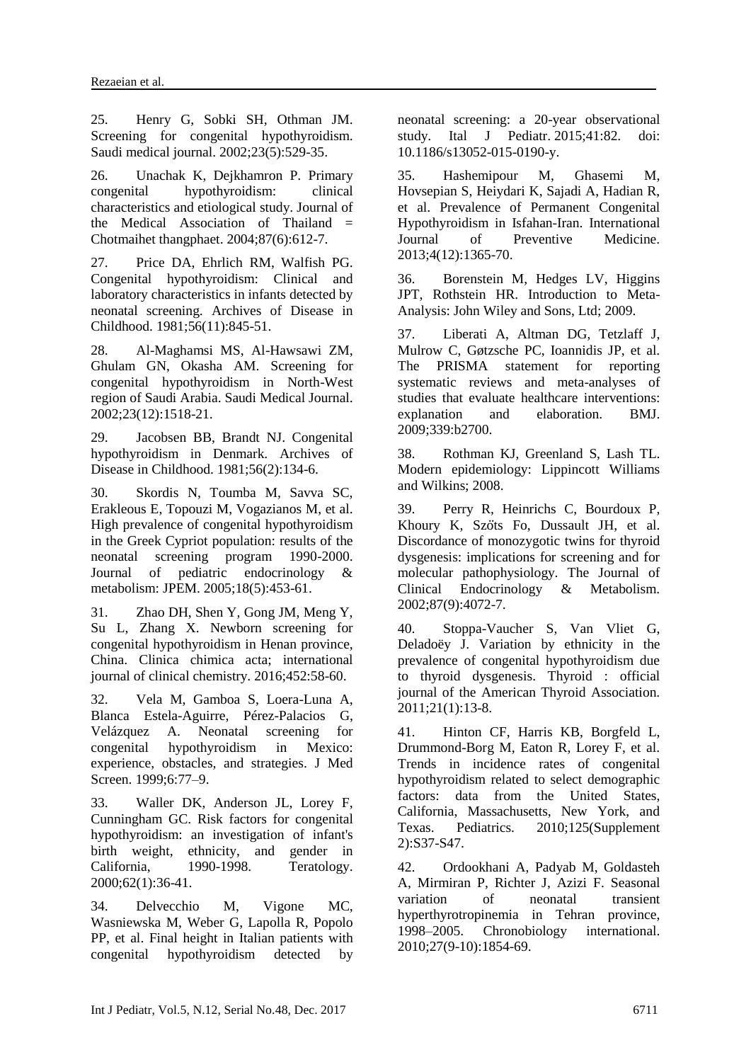25. Henry G, Sobki SH, Othman JM. Screening for congenital hypothyroidism. Saudi medical journal. 2002;23(5):529-35.

26. Unachak K, Dejkhamron P. Primary congenital hypothyroidism: clinical characteristics and etiological study. Journal of the Medical Association of Thailand = Chotmaihet thangphaet. 2004;87(6):612-7.

27. Price DA, Ehrlich RM, Walfish PG. Congenital hypothyroidism: Clinical and laboratory characteristics in infants detected by neonatal screening. Archives of Disease in Childhood. 1981;56(11):845-51.

28. Al-Maghamsi MS, Al-Hawsawi ZM, Ghulam GN, Okasha AM. Screening for congenital hypothyroidism in North-West region of Saudi Arabia. Saudi Medical Journal. 2002;23(12):1518-21.

29. Jacobsen BB, Brandt NJ. Congenital hypothyroidism in Denmark. Archives of Disease in Childhood. 1981;56(2):134-6.

30. Skordis N, Toumba M, Savva SC, Erakleous E, Topouzi M, Vogazianos M, et al. High prevalence of congenital hypothyroidism in the Greek Cypriot population: results of the neonatal screening program 1990-2000. Journal of pediatric endocrinology & metabolism: JPEM. 2005;18(5):453-61.

31. Zhao DH, Shen Y, Gong JM, Meng Y, Su L, Zhang X. Newborn screening for congenital hypothyroidism in Henan province, China. Clinica chimica acta; international journal of clinical chemistry. 2016;452:58-60.

32. Vela M, Gamboa S, Loera-Luna A, Blanca Estela-Aguirre, Pérez-Palacios G, Velázquez A. Neonatal screening for congenital hypothyroidism in Mexico: experience, obstacles, and strategies. J Med Screen. 1999;6:77–9.

33. Waller DK, Anderson JL, Lorey F, Cunningham GC. Risk factors for congenital hypothyroidism: an investigation of infant's birth weight, ethnicity, and gender in California, 1990-1998. Teratology. 2000;62(1):36-41.

34. Delvecchio M, Vigone MC, Wasniewska M, Weber G, Lapolla R, Popolo PP, et al. Final height in Italian patients with congenital hypothyroidism detected by neonatal screening: a 20-year observational study. Ital J Pediatr. 2015;41:82. doi: 10.1186/s13052-015-0190-y.

35. Hashemipour M, Ghasemi M, Hovsepian S, Heiydari K, Sajadi A, Hadian R, et al. Prevalence of Permanent Congenital Hypothyroidism in Isfahan-Iran. International Journal of Preventive Medicine. 2013;4(12):1365-70.

36. Borenstein M, Hedges LV, Higgins JPT, Rothstein HR. Introduction to Meta-Analysis: John Wiley and Sons, Ltd; 2009.

37. Liberati A, Altman DG, Tetzlaff J, Mulrow C, Gøtzsche PC, Ioannidis JP, et al. The PRISMA statement for reporting systematic reviews and meta-analyses of studies that evaluate healthcare interventions: explanation and elaboration. BMJ. 2009;339:b2700.

38. Rothman KJ, Greenland S, Lash TL. Modern epidemiology: Lippincott Williams and Wilkins; 2008.

39. Perry R, Heinrichs C, Bourdoux P, Khoury K, Szöts Fo, Dussault JH, et al. Discordance of monozygotic twins for thyroid dysgenesis: implications for screening and for molecular pathophysiology. The Journal of Clinical Endocrinology & Metabolism. 2002;87(9):4072-7.

40. Stoppa-Vaucher S, Van Vliet G, Deladoëy J. Variation by ethnicity in the prevalence of congenital hypothyroidism due to thyroid dysgenesis. Thyroid : official journal of the American Thyroid Association. 2011;21(1):13-8.

41. Hinton CF, Harris KB, Borgfeld L, Drummond-Borg M, Eaton R, Lorey F, et al. Trends in incidence rates of congenital hypothyroidism related to select demographic factors: data from the United States, California, Massachusetts, New York, and Texas. Pediatrics. 2010;125(Supplement 2):S37-S47.

42. Ordookhani A, Padyab M, Goldasteh A, Mirmiran P, Richter J, Azizi F. Seasonal variation of neonatal transient hyperthyrotropinemia in Tehran province, 1998–2005. Chronobiology international. 2010;27(9-10):1854-69.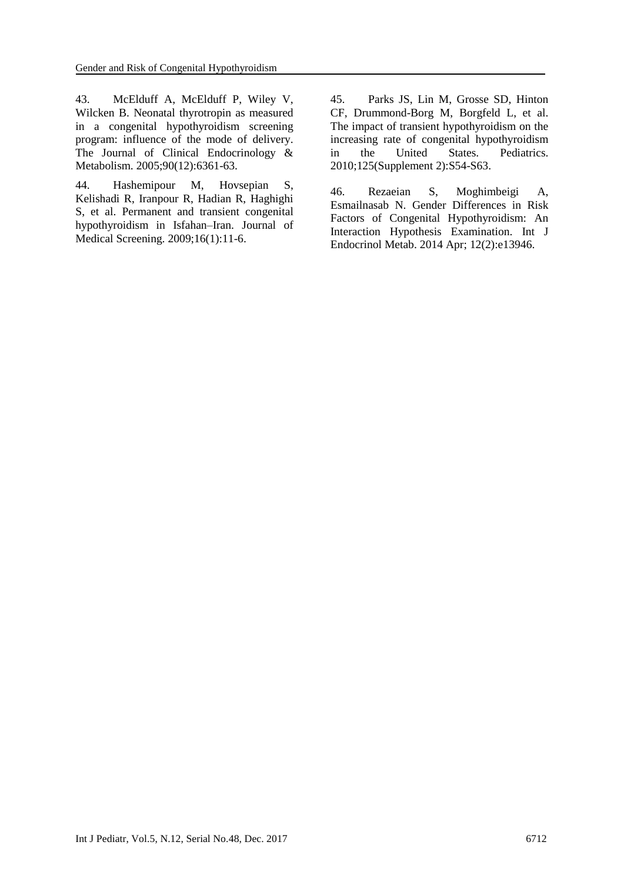43. McElduff A, McElduff P, Wiley V, Wilcken B. Neonatal thyrotropin as measured in a congenital hypothyroidism screening program: influence of the mode of delivery. The Journal of Clinical Endocrinology & Metabolism. 2005;90(12):6361-63.

44. Hashemipour M, Hovsepian S, Kelishadi R, Iranpour R, Hadian R, Haghighi S, et al. Permanent and transient congenital hypothyroidism in Isfahan–Iran. Journal of Medical Screening. 2009;16(1):11-6.

45. Parks JS, Lin M, Grosse SD, Hinton CF, Drummond-Borg M, Borgfeld L, et al. The impact of transient hypothyroidism on the increasing rate of congenital hypothyroidism in the United States. Pediatrics. 2010;125(Supplement 2):S54-S63.

46. Rezaeian S, Moghimbeigi A, Esmailnasab N. Gender Differences in Risk Factors of Congenital Hypothyroidism: An Interaction Hypothesis Examination. Int J Endocrinol Metab. 2014 Apr; 12(2):e13946.